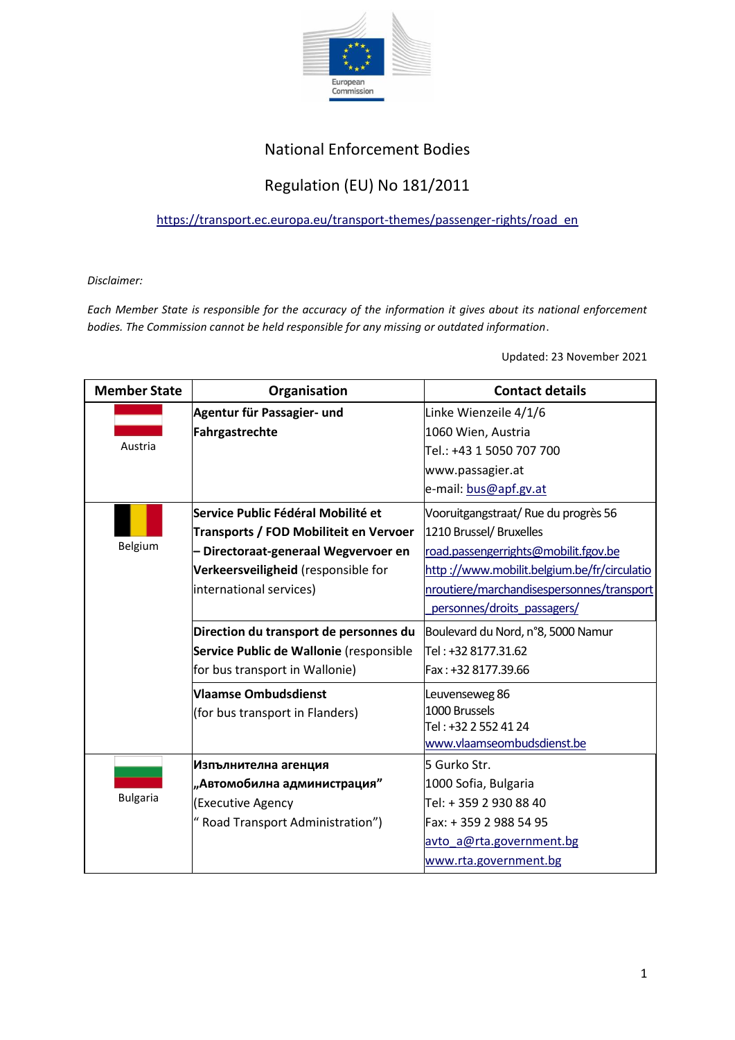# National Enforcement Bodies

## Regulation (EU) No 181/2011

https://transport.ec.europa.eu/transport-themes/passenger-rights/road_en

*Disclaimer:*

*Each Member State is responsible for the accuracy of the information it gives about its national enforcement bodies. The Commission cannot be held responsible for any missing or outdated information.*

Updated: 23 November 2021

| Member State | Organisation | Contact details |
| --- | --- | --- |
| Austria | **Agentur für Passagier- und Fahrgastrechte** | Linke Wienzeile 4/1/6<br>1060 Wien, Austria<br>Tel.: +43 1 5050 707 700<br>www.passagier.at<br>e-mail: bus@apf.gv.at |
| Belgium | **Service Public Fédéral Mobilité et Transports / FOD Mobiliteit en Vervoer – Directoraat-generaal Wegvervoer en Verkeersveiligheid** (responsible for international services) | Vooruitgangstraat/ Rue du progrès 56<br>1210 Brussel/ Bruxelles<br>road.passengerrights@mobilit.fgov.be<br>http ://www.mobilit.belgium.be/fr/circulationroutiere/marchandisespersonnes/transport_personnes/droits_passagers/ |
| | **Direction du transport de personnes du Service Public de Wallonie** (responsible for bus transport in Wallonie) | Boulevard du Nord, n°8, 5000 Namur<br>Tel : +32 8177.31.62<br>Fax : +32 8177.39.66 |
| | **Vlaamse Ombudsdienst**<br>(for bus transport in Flanders) | Leuvenseweg 86<br>1000 Brussels<br>Tel : +32 2 552 41 24<br>www.vlaamseombudsdienst.be |
| Bulgaria | **Изпълнителна агенция „Автомобилна администрация"**<br>(Executive Agency<br>" Road Transport Administration") | 5 Gurko Str.<br>1000 Sofia, Bulgaria<br>Tel: + 359 2 930 88 40<br>Fax: + 359 2 988 54 95<br>avto_a@rta.government.bg<br>www.rta.government.bg |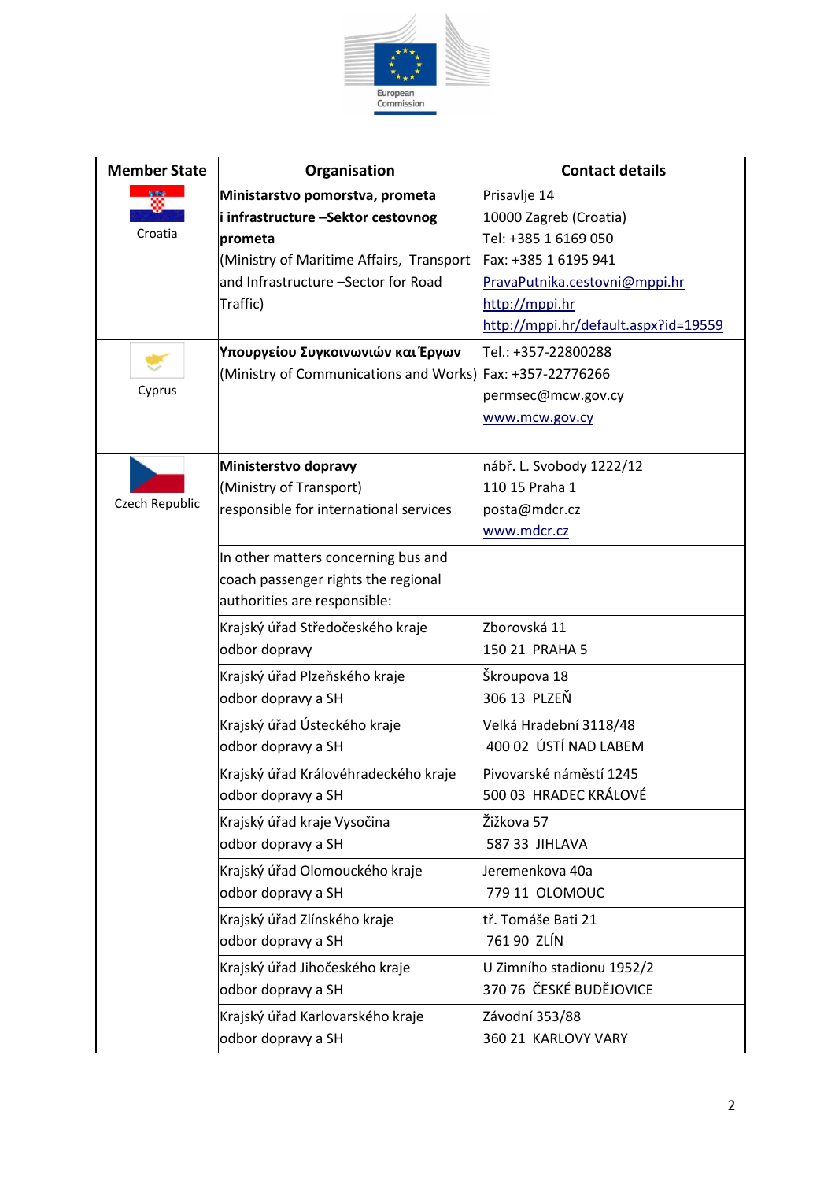| Member State | Organisation | Contact details |
|---|---|---|
| Croatia | **Ministarstvo pomorstva, prometa i infrastrukture –Sektor cestovnog prometa**<br>(Ministry of Maritime Affairs, Transport and Infrastructure –Sector for Road Traffic) | Prisavlje 14<br>10000 Zagreb (Croatia)<br>Tel: +385 1 6169 050<br>Fax: +385 1 6195 941<br>PravaPutnika.cestovni@mppi.hr<br>http://mppi.hr<br>http://mppi.hr/default.aspx?id=19559 |
| Cyprus | **Υπουργείου Συγκοινωνιών και Έργων**<br>(Ministry of Communications and Works) | Tel.: +357-22800288<br>Fax: +357-22776266<br>permsec@mcw.gov.cy<br>www.mcw.gov.cy |
| Czech Republic | **Ministerstvo dopravy**<br>(Ministry of Transport)<br>responsible for international services | nábř. L. Svobody 1222/12<br>110 15 Praha 1<br>posta@mdcr.cz<br>www.mdcr.cz |
| | In other matters concerning bus and coach passenger rights the regional authorities are responsible: | |
| | Krajský úřad Středočeského kraje<br>odbor dopravy | Zborovská 11<br>150 21 PRAHA 5 |
| | Krajský úřad Plzeňského kraje<br>odbor dopravy a SH | Škroupova 18<br>306 13 PLZEŇ |
| | Krajský úřad Ústeckého kraje<br>odbor dopravy a SH | Velká Hradební 3118/48<br>400 02 ÚSTÍ NAD LABEM |
| | Krajský úřad Královéhradeckého kraje<br>odbor dopravy a SH | Pivovarské náměstí 1245<br>500 03 HRADEC KRÁLOVÉ |
| | Krajský úřad kraje Vysočina<br>odbor dopravy a SH | Žižkova 57<br>587 33 JIHLAVA |
| | Krajský úřad Olomouckého kraje<br>odbor dopravy a SH | Jeremenkova 40a<br>779 11 OLOMOUC |
| | Krajský úřad Zlínského kraje<br>odbor dopravy a SH | tř. Tomáše Bati 21<br>761 90 ZLÍN |
| | Krajský úřad Jihočeského kraje<br>odbor dopravy a SH | U Zimního stadionu 1952/2<br>370 76 ČESKÉ BUDĚJOVICE |
| | Krajský úřad Karlovarského kraje<br>odbor dopravy a SH | Závodní 353/88<br>360 21 KARLOVY VARY |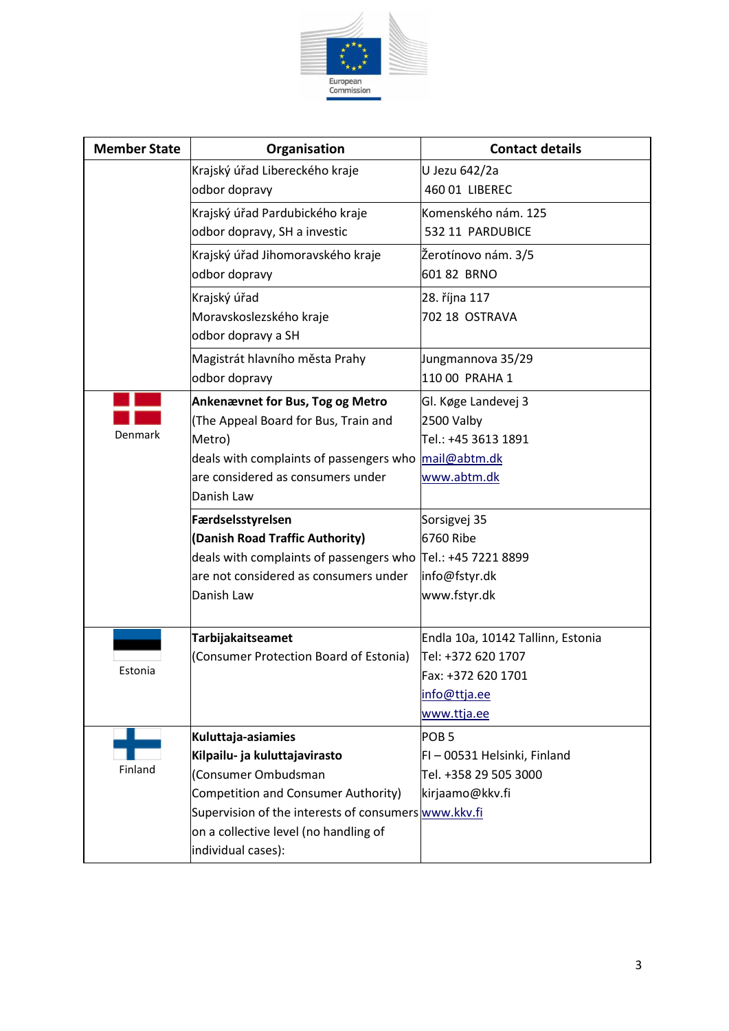| Member State | Organisation | Contact details |
| --- | --- | --- |
| | Krajský úřad Libereckého kraje<br>odbor dopravy | U Jezu 642/2a<br>460 01 LIBEREC |
| | Krajský úřad Pardubického kraje<br>odbor dopravy, SH a investic | Komenského nám. 125<br>532 11 PARDUBICE |
| | Krajský úřad Jihomoravského kraje<br>odbor dopravy | Žerotínovo nám. 3/5<br>601 82 BRNO |
| | Krajský úřad<br>Moravskoslezského kraje<br>odbor dopravy a SH | 28. října 117<br>702 18 OSTRAVA |
| | Magistrát hlavního města Prahy<br>odbor dopravy | Jungmannova 35/29<br>110 00 PRAHA 1 |
| Denmark | **Ankenævnet for Bus, Tog og Metro**<br>(The Appeal Board for Bus, Train and Metro)<br>deals with complaints of passengers who are considered as consumers under Danish Law | Gl. Køge Landevej 3<br>2500 Valby<br>Tel.: +45 3613 1891<br>mail@abtm.dk<br>www.abtm.dk |
| | **Færdselsstyrelsen**<br>**(Danish Road Traffic Authority)**<br>deals with complaints of passengers who are not considered as consumers under Danish Law | Sorsigvej 35<br>6760 Ribe<br>Tel.: +45 7221 8899<br>info@fstyr.dk<br>www.fstyr.dk |
| Estonia | **Tarbijakaitseamet**<br>(Consumer Protection Board of Estonia) | Endla 10a, 10142 Tallinn, Estonia<br>Tel: +372 620 1707<br>Fax: +372 620 1701<br>info@ttja.ee<br>www.ttja.ee |
| Finland | **Kuluttaja-asiamies**<br>**Kilpailu- ja kuluttajavirasto**<br>(Consumer Ombudsman<br>Competition and Consumer Authority)<br>Supervision of the interests of consumers on a collective level (no handling of individual cases): | POB 5<br>FI – 00531 Helsinki, Finland<br>Tel. +358 29 505 3000<br>kirjaamo@kkv.fi<br>www.kkv.fi |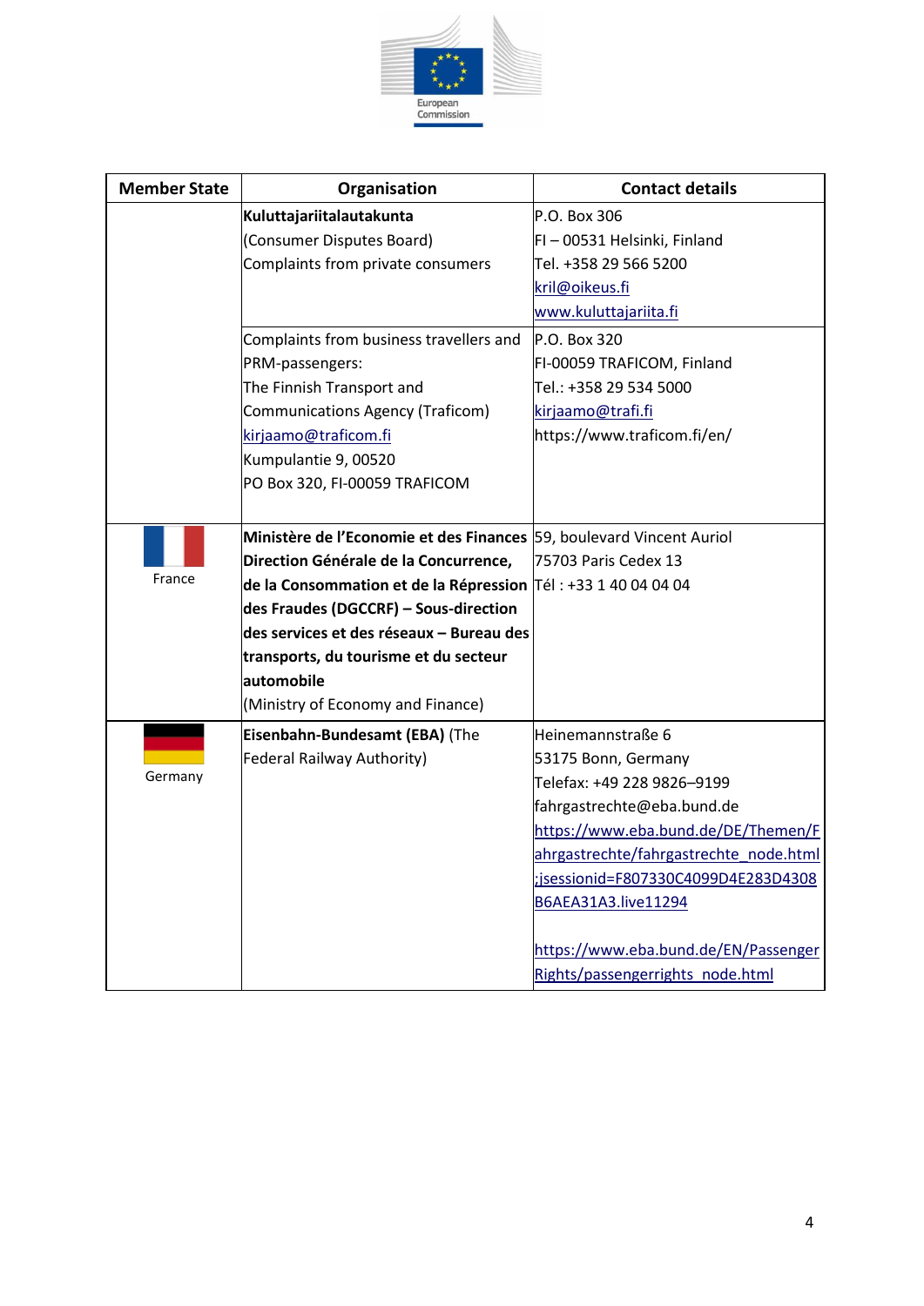| Member State | Organisation | Contact details |
|---|---|---|
| | **Kuluttajariitalautakunta**<br>(Consumer Disputes Board)<br>Complaints from private consumers | P.O. Box 306<br>FI – 00531 Helsinki, Finland<br>Tel. +358 29 566 5200<br>kril@oikeus.fi<br>www.kuluttajariita.fi |
| | Complaints from business travellers and PRM-passengers:<br>The Finnish Transport and Communications Agency (Traficom)<br>kirjaamo@traficom.fi<br>Kumpulantie 9, 00520<br>PO Box 320, FI-00059 TRAFICOM | P.O. Box 320<br>FI-00059 TRAFICOM, Finland<br>Tel.: +358 29 534 5000<br>kirjaamo@trafi.fi<br>https://www.traficom.fi/en/ |
| France | **Ministère de l'Economie et des Finances Direction Générale de la Concurrence, de la Consommation et de la Répression des Fraudes (DGCCRF) – Sous-direction des services et des réseaux – Bureau des transports, du tourisme et du secteur automobile**<br>(Ministry of Economy and Finance) | 59, boulevard Vincent Auriol<br>75703 Paris Cedex 13<br>Tél : +33 1 40 04 04 04 |
| Germany | **Eisenbahn-Bundesamt (EBA)** (The Federal Railway Authority) | Heinemannstraße 6<br>53175 Bonn, Germany<br>Telefax: +49 228 9826–9199<br>fahrgastrechte@eba.bund.de<br>https://www.eba.bund.de/DE/Themen/Fahrgastrechte/fahrgastrechte_node.html;jsessionid=F807330C4099D4E283D4308B6AEA31A3.live11294<br><br>https://www.eba.bund.de/EN/PassengerRights/passengerrights_node.html |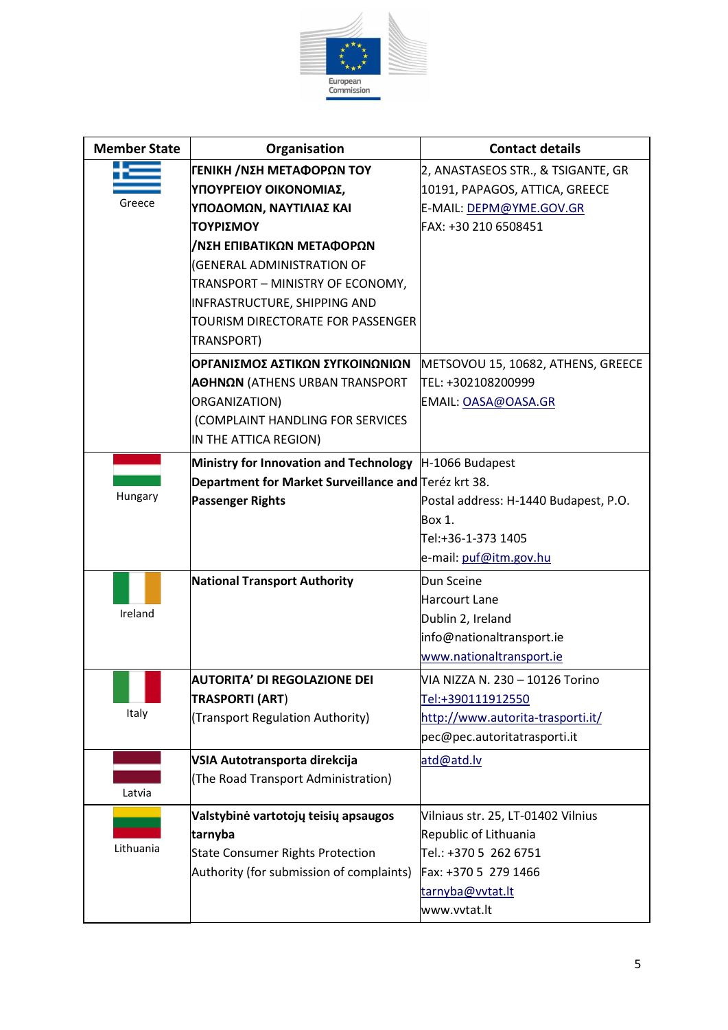| Member State | Organisation | Contact details |
|---|---|---|
| Greece | **ΓΕΝΙΚΗ /ΝΣΗ ΜΕΤΑΦΟΡΩΝ ΤΟΥ ΥΠΟΥΡΓΕΙΟΥ ΟΙΚΟΝΟΜΙΑΣ, ΥΠΟΔΟΜΩΝ, ΝΑΥΤΙΛΙΑΣ ΚΑΙ ΤΟΥΡΙΣΜΟΥ /ΝΣΗ ΕΠΙΒΑΤΙΚΩΝ ΜΕΤΑΦΟΡΩΝ** (GENERAL ADMINISTRATION OF TRANSPORT – MINISTRY OF ECONOMY, INFRASTRUCTURE, SHIPPING AND TOURISM DIRECTORATE FOR PASSENGER TRANSPORT) | 2, ANASTASEOS STR., & TSIGANTE, GR 10191, PAPAGOS, ATTICA, GREECE<br>E-MAIL: DEPM@YME.GOV.GR<br>FAX: +30 210 6508451 |
| | **ΟΡΓΑΝΙΣΜΟΣ ΑΣΤΙΚΩΝ ΣΥΓΚΟΙΝΩΝΙΩΝ ΑΘΗΝΩΝ** (ATHENS URBAN TRANSPORT ORGANIZATION) (COMPLAINT HANDLING FOR SERVICES IN THE ATTICA REGION) | METSOVOU 15, 10682, ATHENS, GREECE<br>TEL: +302108200999<br>EMAIL: OASA@OASA.GR |
| Hungary | **Ministry for Innovation and Technology Department for Market Surveillance and Passenger Rights** | H-1066 Budapest<br>Teréz krt 38.<br>Postal address: H-1440 Budapest, P.O. Box 1.<br>Tel:+36-1-373 1405<br>e-mail: puf@itm.gov.hu |
| Ireland | **National Transport Authority** | Dun Sceine<br>Harcourt Lane<br>Dublin 2, Ireland<br>info@nationaltransport.ie<br>www.nationaltransport.ie |
| Italy | **AUTORITA' DI REGOLAZIONE DEI TRASPORTI (ART)**<br>(Transport Regulation Authority) | VIA NIZZA N. 230 – 10126 Torino<br>Tel:+390111912550<br>http://www.autorita-trasporti.it/<br>pec@pec.autoritatrasporti.it |
| Latvia | **VSIA Autotransporta direkcija**<br>(The Road Transport Administration) | atd@atd.lv |
| Lithuania | **Valstybinė vartotojų teisių apsaugos tarnyba**<br>State Consumer Rights Protection Authority (for submission of complaints) | Vilniaus str. 25, LT-01402 Vilnius<br>Republic of Lithuania<br>Tel.: +370 5 262 6751<br>Fax: +370 5 279 1466<br>tarnyba@vvtat.lt<br>www.vvtat.lt |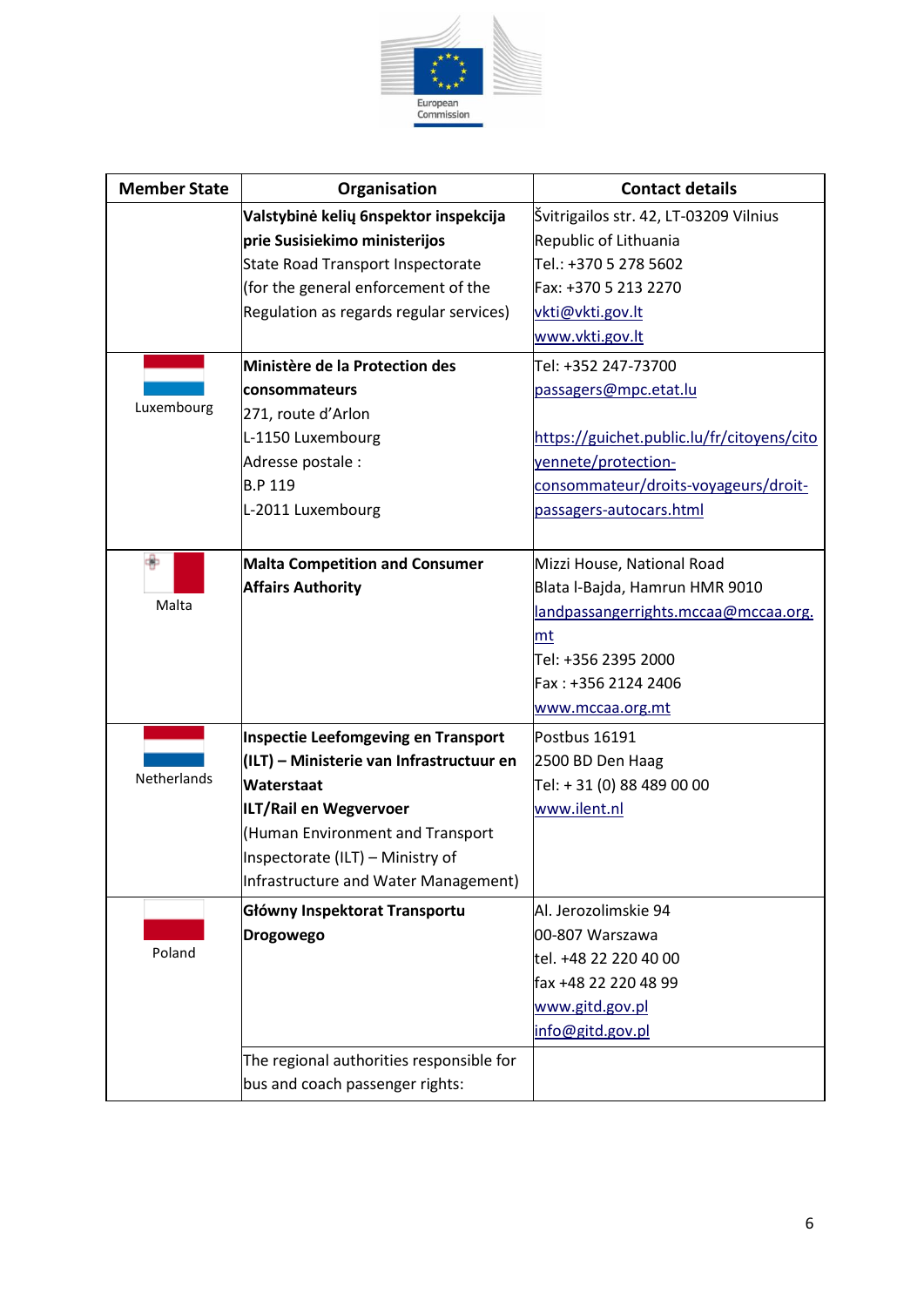| Member State | Organisation | Contact details |
| --- | --- | --- |
| | **Valstybinė kelių 6nspektor inspekcija prie Susisiekimo ministerijos**<br>State Road Transport Inspectorate<br>(for the general enforcement of the Regulation as regards regular services) | Švitrigailos str. 42, LT-03209 Vilnius<br>Republic of Lithuania<br>Tel.: +370 5 278 5602<br>Fax: +370 5 213 2270<br>vkti@vkti.gov.lt<br>www.vkti.gov.lt |
| Luxembourg | **Ministère de la Protection des consommateurs**<br>271, route d'Arlon<br>L-1150 Luxembourg<br>Adresse postale :<br>B.P 119<br>L-2011 Luxembourg | Tel: +352 247-73700<br>passagers@mpc.etat.lu<br><br>https://guichet.public.lu/fr/citoyens/citoyennete/protection-consommateur/droits-voyageurs/droit-passagers-autocars.html |
| Malta | **Malta Competition and Consumer Affairs Authority** | Mizzi House, National Road<br>Blata l-Bajda, Hamrun HMR 9010<br>landpassangerrights.mccaa@mccaa.org.mt<br>Tel: +356 2395 2000<br>Fax : +356 2124 2406<br>www.mccaa.org.mt |
| Netherlands | **Inspectie Leefomgeving en Transport (ILT) – Ministerie van Infrastructuur en Waterstaat**<br>**ILT/Rail en Wegvervoer**<br>(Human Environment and Transport Inspectorate (ILT) – Ministry of Infrastructure and Water Management) | Postbus 16191<br>2500 BD Den Haag<br>Tel: + 31 (0) 88 489 00 00<br>www.ilent.nl |
| Poland | **Główny Inspektorat Transportu Drogowego** | Al. Jerozolimskie 94<br>00-807 Warszawa<br>tel. +48 22 220 40 00<br>fax +48 22 220 48 99<br>www.gitd.gov.pl<br>info@gitd.gov.pl |
| | The regional authorities responsible for bus and coach passenger rights: | |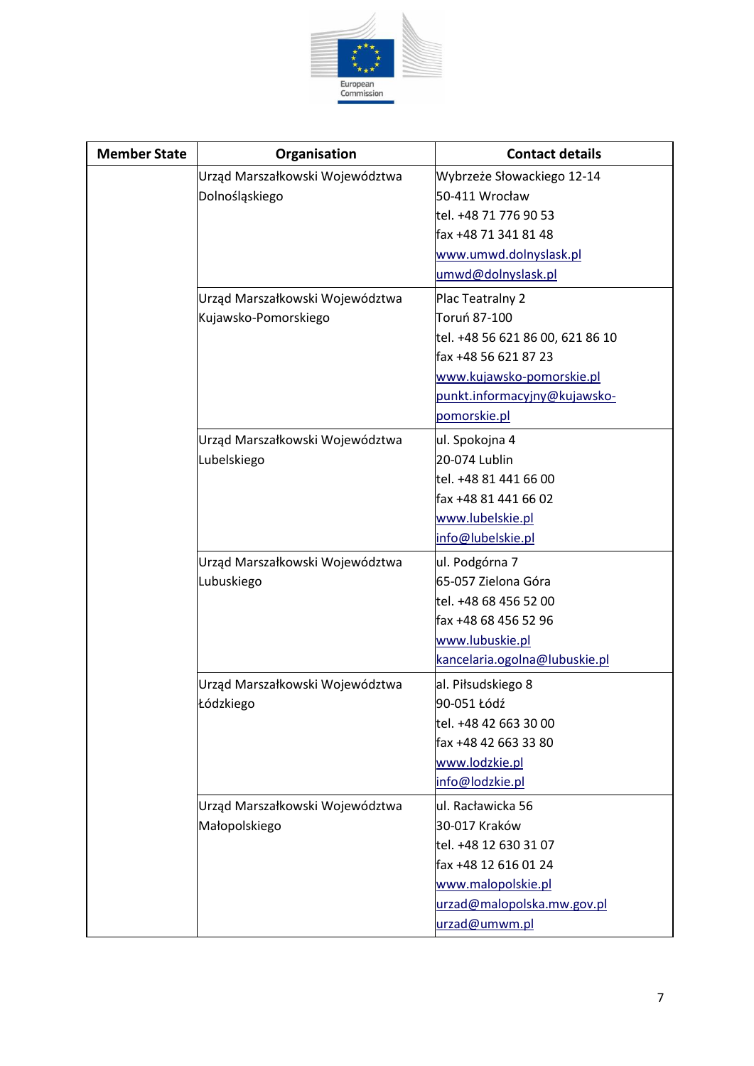| Member State | Organisation | Contact details |
|---|---|---|
| | Urząd Marszałkowski Województwa Dolnośląskiego | Wybrzeże Słowackiego 12-14<br>50-411 Wrocław<br>tel. +48 71 776 90 53<br>fax +48 71 341 81 48<br>www.umwd.dolnyslask.pl<br>umwd@dolnyslask.pl |
| | Urząd Marszałkowski Województwa Kujawsko-Pomorskiego | Plac Teatralny 2<br>Toruń 87-100<br>tel. +48 56 621 86 00, 621 86 10<br>fax +48 56 621 87 23<br>www.kujawsko-pomorskie.pl<br>punkt.informacyjny@kujawsko-pomorskie.pl |
| | Urząd Marszałkowski Województwa Lubelskiego | ul. Spokojna 4<br>20-074 Lublin<br>tel. +48 81 441 66 00<br>fax +48 81 441 66 02<br>www.lubelskie.pl<br>info@lubelskie.pl |
| | Urząd Marszałkowski Województwa Lubuskiego | ul. Podgórna 7<br>65-057 Zielona Góra<br>tel. +48 68 456 52 00<br>fax +48 68 456 52 96<br>www.lubuskie.pl<br>kancelaria.ogolna@lubuskie.pl |
| | Urząd Marszałkowski Województwa Łódzkiego | al. Piłsudskiego 8<br>90-051 Łódź<br>tel. +48 42 663 30 00<br>fax +48 42 663 33 80<br>www.lodzkie.pl<br>info@lodzkie.pl |
| | Urząd Marszałkowski Województwa Małopolskiego | ul. Racławicka 56<br>30-017 Kraków<br>tel. +48 12 630 31 07<br>fax +48 12 616 01 24<br>www.malopolskie.pl<br>urzad@malopolska.mw.gov.pl<br>urzad@umwm.pl |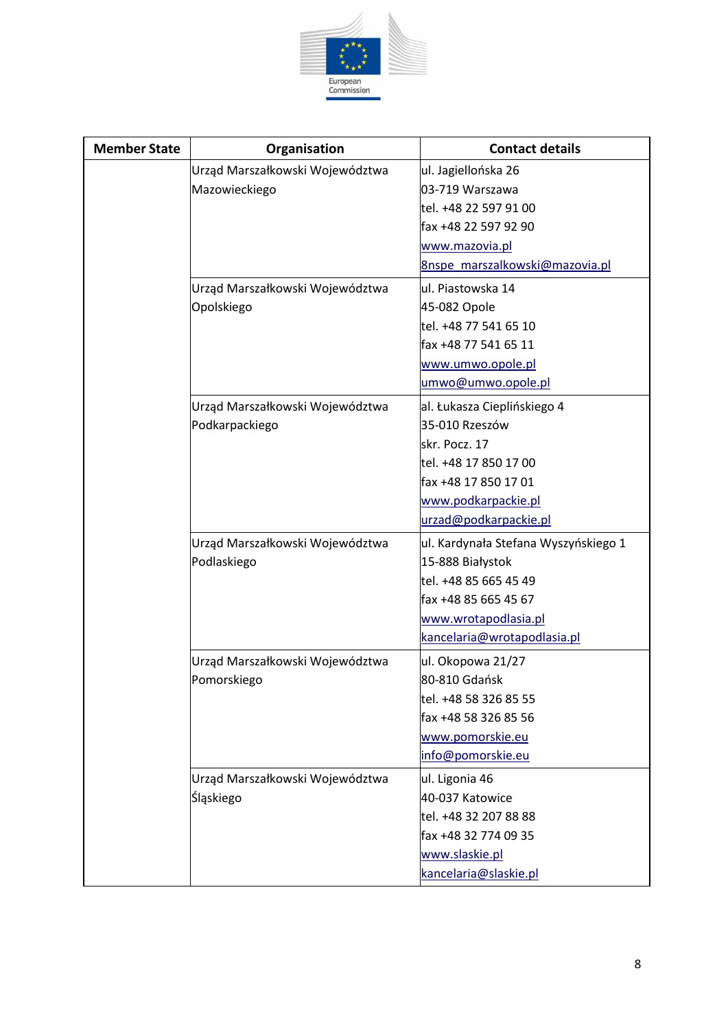| Member State | Organisation | Contact details |
|---|---|---|
| | Urząd Marszałkowski Województwa Mazowieckiego | ul. Jagiellońska 26<br>03-719 Warszawa<br>tel. +48 22 597 91 00<br>fax +48 22 597 92 90<br>www.mazovia.pl<br>8nspe_marszalkowski@mazovia.pl |
| | Urząd Marszałkowski Województwa Opolskiego | ul. Piastowska 14<br>45-082 Opole<br>tel. +48 77 541 65 10<br>fax +48 77 541 65 11<br>www.umwo.opole.pl<br>umwo@umwo.opole.pl |
| | Urząd Marszałkowski Województwa Podkarpackiego | al. Łukasza Cieplińskiego 4<br>35-010 Rzeszów<br>skr. Pocz. 17<br>tel. +48 17 850 17 00<br>fax +48 17 850 17 01<br>www.podkarpackie.pl<br>urzad@podkarpackie.pl |
| | Urząd Marszałkowski Województwa Podlaskiego | ul. Kardynała Stefana Wyszyńskiego 1<br>15-888 Białystok<br>tel. +48 85 665 45 49<br>fax +48 85 665 45 67<br>www.wrotapodlasia.pl<br>kancelaria@wrotapodlasia.pl |
| | Urząd Marszałkowski Województwa Pomorskiego | ul. Okopowa 21/27<br>80-810 Gdańsk<br>tel. +48 58 326 85 55<br>fax +48 58 326 85 56<br>www.pomorskie.eu<br>info@pomorskie.eu |
| | Urząd Marszałkowski Województwa Śląskiego | ul. Ligonia 46<br>40-037 Katowice<br>tel. +48 32 207 88 88<br>fax +48 32 774 09 35<br>www.slaskie.pl<br>kancelaria@slaskie.pl |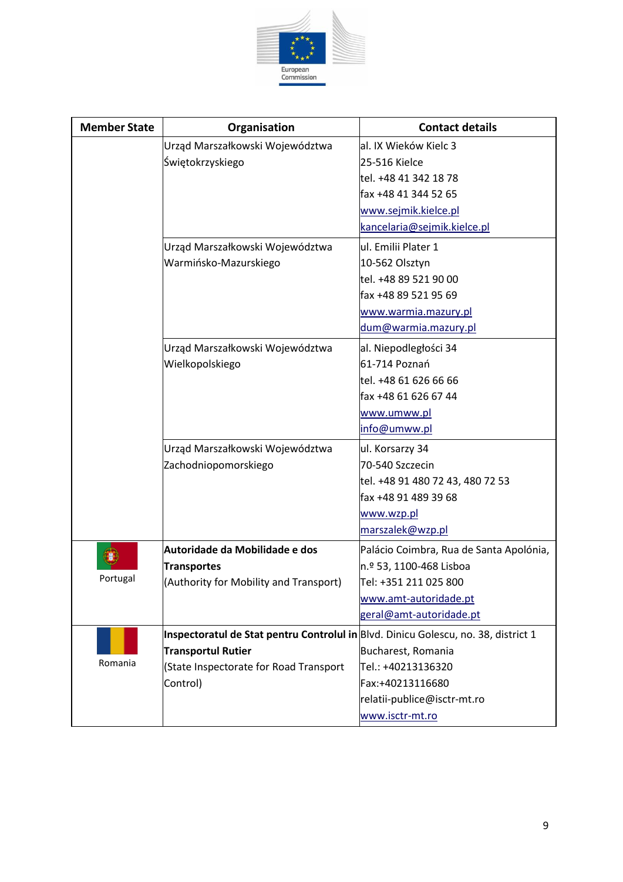| Member State | Organisation | Contact details |
| --- | --- | --- |
| | Urząd Marszałkowski Województwa Świętokrzyskiego | al. IX Wieków Kielc 3<br>25-516 Kielce<br>tel. +48 41 342 18 78<br>fax +48 41 344 52 65<br>www.sejmik.kielce.pl<br>kancelaria@sejmik.kielce.pl |
| | Urząd Marszałkowski Województwa Warmińsko-Mazurskiego | ul. Emilii Plater 1<br>10-562 Olsztyn<br>tel. +48 89 521 90 00<br>fax +48 89 521 95 69<br>www.warmia.mazury.pl<br>dum@warmia.mazury.pl |
| | Urząd Marszałkowski Województwa Wielkopolskiego | al. Niepodległości 34<br>61-714 Poznań<br>tel. +48 61 626 66 66<br>fax +48 61 626 67 44<br>www.umww.pl<br>info@umww.pl |
| | Urząd Marszałkowski Województwa Zachodniopomorskiego | ul. Korsarzy 34<br>70-540 Szczecin<br>tel. +48 91 480 72 43, 480 72 53<br>fax +48 91 489 39 68<br>www.wzp.pl<br>marszalek@wzp.pl |
| Portugal | **Autoridade da Mobilidade e dos Transportes**<br>(Authority for Mobility and Transport) | Palácio Coimbra, Rua de Santa Apolónia, n.º 53, 1100-468 Lisboa<br>Tel: +351 211 025 800<br>www.amt-autoridade.pt<br>geral@amt-autoridade.pt |
| Romania | **Inspectoratul de Stat pentru Controlul in Transportul Rutier**<br>(State Inspectorate for Road Transport Control) | Blvd. Dinicu Golescu, no. 38, district 1<br>Bucharest, Romania<br>Tel.: +40213136320<br>Fax:+40213116680<br>relatii-publice@isctr-mt.ro<br>www.isctr-mt.ro |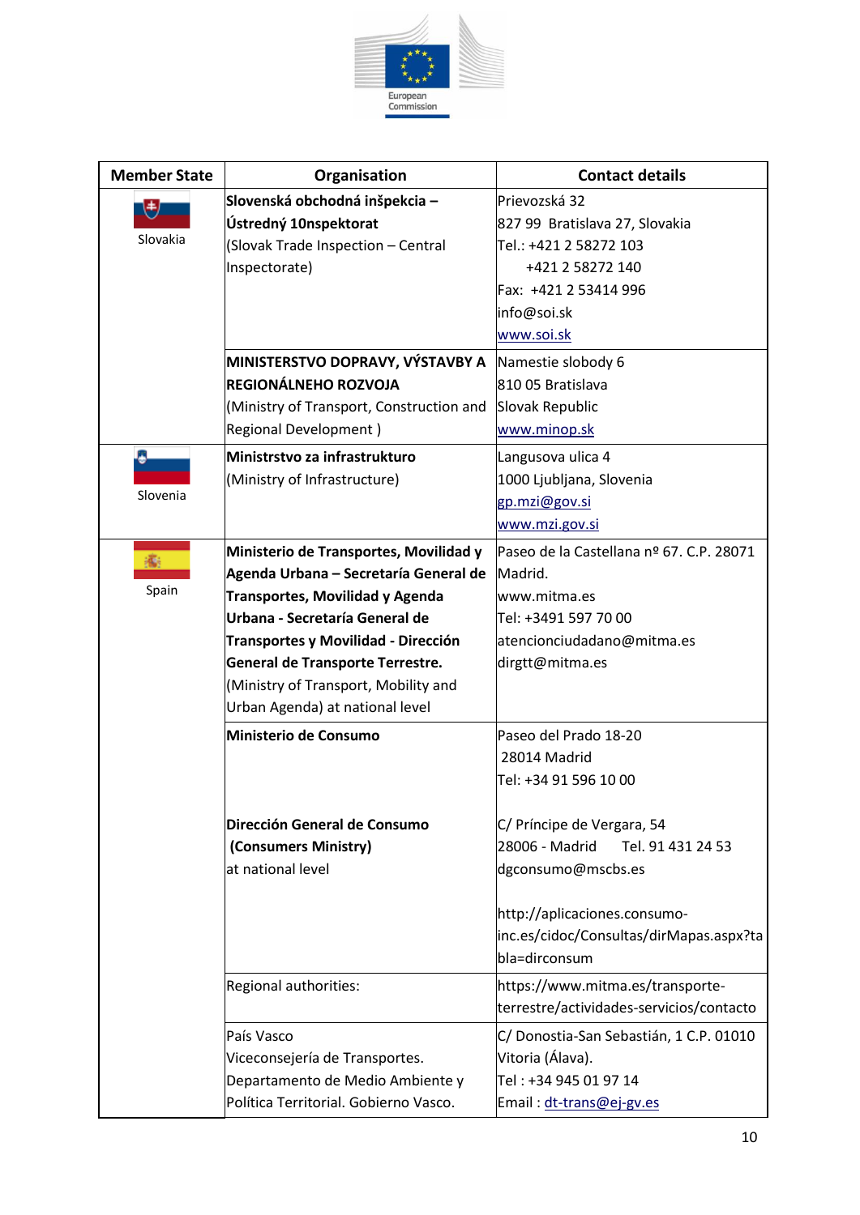| Member State | Organisation | Contact details |
|---|---|---|
| Slovakia | **Slovenská obchodná inšpekcia – Ústredný 10nspektorat**<br>(Slovak Trade Inspection – Central Inspectorate) | Prievozská 32<br>827 99 Bratislava 27, Slovakia<br>Tel.: +421 2 58272 103<br>+421 2 58272 140<br>Fax: +421 2 53414 996<br>info@soi.sk<br>www.soi.sk |
| | **MINISTERSTVO DOPRAVY, VÝSTAVBY A REGIONÁLNEHO ROZVOJA**<br>(Ministry of Transport, Construction and Regional Development ) | Namestie slobody 6<br>810 05 Bratislava<br>Slovak Republic<br>www.minop.sk |
| Slovenia | **Ministrstvo za infrastrukturo**<br>(Ministry of Infrastructure) | Langusova ulica 4<br>1000 Ljubljana, Slovenia<br>gp.mzi@gov.si<br>www.mzi.gov.si |
| Spain | **Ministerio de Transportes, Movilidad y Agenda Urbana – Secretaría General de Transportes, Movilidad y Agenda Urbana - Secretaría General de Transportes y Movilidad - Dirección General de Transporte Terrestre.**<br>(Ministry of Transport, Mobility and Urban Agenda) at national level | Paseo de la Castellana nº 67. C.P. 28071 Madrid.<br>www.mitma.es<br>Tel: +3491 597 70 00<br>atencionciudadano@mitma.es<br>dirgtt@mitma.es |
| | **Ministerio de Consumo**<br><br>**Dirección General de Consumo (Consumers Ministry)**<br>at national level | Paseo del Prado 18-20<br>28014 Madrid<br>Tel: +34 91 596 10 00<br><br>C/ Príncipe de Vergara, 54<br>28006 - Madrid Tel. 91 431 24 53<br>dgconsumo@mscbs.es<br><br>http://aplicaciones.consumo-inc.es/cidoc/Consultas/dirMapas.aspx?tabla=dirconsum |
| | Regional authorities: | https://www.mitma.es/transporte-terrestre/actividades-servicios/contacto |
| | País Vasco<br>Viceconsejería de Transportes.<br>Departamento de Medio Ambiente y Política Territorial. Gobierno Vasco. | C/ Donostia-San Sebastián, 1 C.P. 01010 Vitoria (Álava).<br>Tel : +34 945 01 97 14<br>Email : dt-trans@ej-gv.es |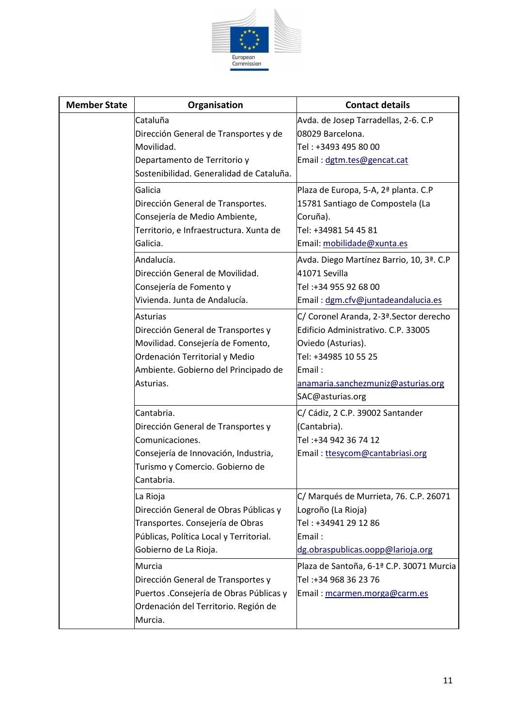| Member State | Organisation | Contact details |
|---|---|---|
| | Cataluña<br>Dirección General de Transportes y de Movilidad.<br>Departamento de Territorio y Sostenibilidad. Generalidad de Cataluña. | Avda. de Josep Tarradellas, 2-6. C.P 08029 Barcelona.<br>Tel : +3493 495 80 00<br>Email : dgtm.tes@gencat.cat |
| | Galicia<br>Dirección General de Transportes. Consejería de Medio Ambiente, Territorio, e Infraestructura. Xunta de Galicia. | Plaza de Europa, 5-A, 2ª planta. C.P 15781 Santiago de Compostela (La Coruña).<br>Tel: +34981 54 45 81<br>Email: mobilidade@xunta.es |
| | Andalucía.<br>Dirección General de Movilidad. Consejería de Fomento y Vivienda. Junta de Andalucía. | Avda. Diego Martínez Barrio, 10, 3ª. C.P 41071 Sevilla<br>Tel :+34 955 92 68 00<br>Email : dgm.cfv@juntadeandalucia.es |
| | Asturias<br>Dirección General de Transportes y Movilidad. Consejería de Fomento, Ordenación Territorial y Medio Ambiente. Gobierno del Principado de Asturias. | C/ Coronel Aranda, 2-3ª.Sector derecho Edificio Administrativo. C.P. 33005 Oviedo (Asturias).<br>Tel: +34985 10 55 25<br>Email :<br>anamaria.sanchezmuniz@asturias.org<br>SAC@asturias.org |
| | Cantabria.<br>Dirección General de Transportes y Comunicaciones.<br>Consejería de Innovación, Industria, Turismo y Comercio. Gobierno de Cantabria. | C/ Cádiz, 2 C.P. 39002 Santander (Cantabria).<br>Tel :+34 942 36 74 12<br>Email : ttesycom@cantabriasi.org |
| | La Rioja<br>Dirección General de Obras Públicas y Transportes. Consejería de Obras Públicas, Política Local y Territorial. Gobierno de La Rioja. | C/ Marqués de Murrieta, 76. C.P. 26071 Logroño (La Rioja)<br>Tel : +34941 29 12 86<br>Email :<br>dg.obraspublicas.oopp@larioja.org |
| | Murcia<br>Dirección General de Transportes y Puertos .Consejería de Obras Públicas y Ordenación del Territorio. Región de Murcia. | Plaza de Santoña, 6-1ª C.P. 30071 Murcia<br>Tel :+34 968 36 23 76<br>Email : mcarmen.morga@carm.es |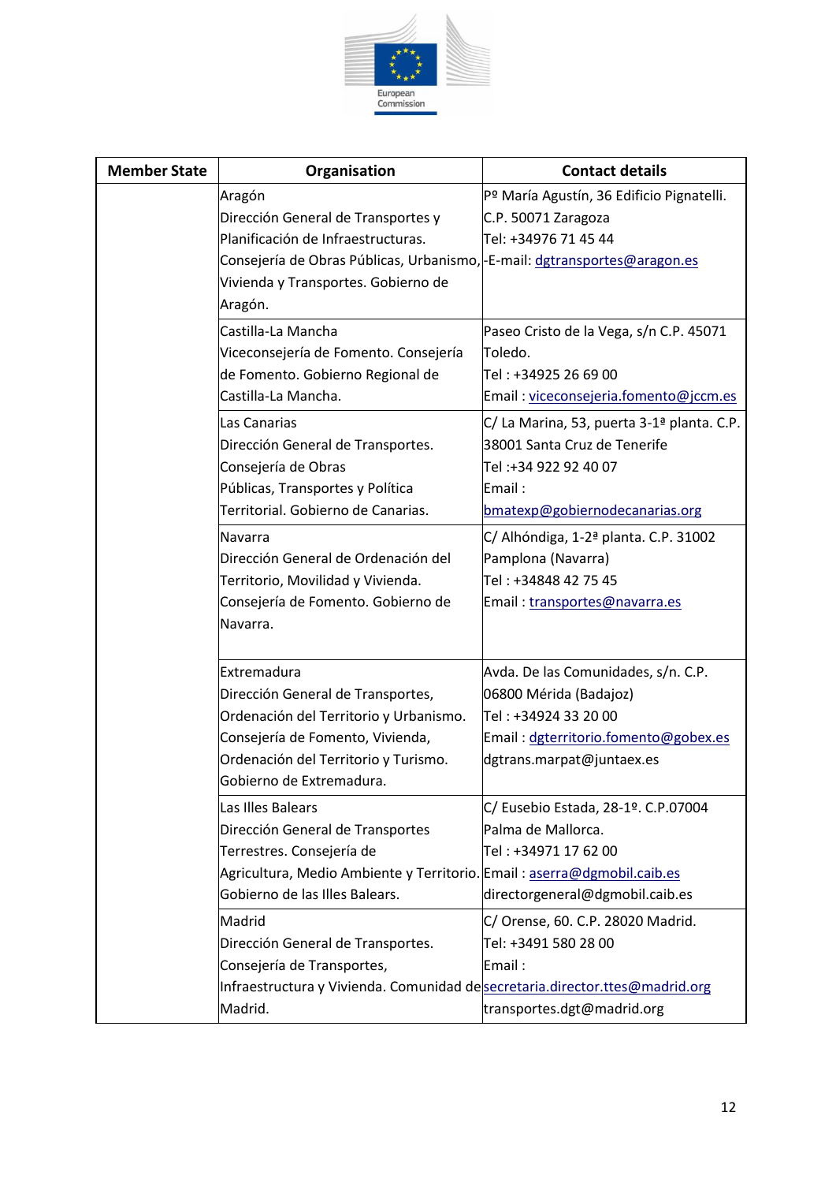| Member State | Organisation | Contact details |
|---|---|---|
| | Aragón<br>Dirección General de Transportes y Planificación de Infraestructuras. Consejería de Obras Públicas, Urbanismo, Vivienda y Transportes. Gobierno de Aragón. | Pº María Agustín, 36 Edificio Pignatelli.<br>C.P. 50071 Zaragoza<br>Tel: +34976 71 45 44<br>-E-mail: dgtransportes@aragon.es |
| | Castilla-La Mancha<br>Viceconsejería de Fomento. Consejería de Fomento. Gobierno Regional de Castilla-La Mancha. | Paseo Cristo de la Vega, s/n C.P. 45071 Toledo.<br>Tel : +34925 26 69 00<br>Email : viceconsejeria.fomento@jccm.es |
| | Las Canarias<br>Dirección General de Transportes. Consejería de Obras Públicas, Transportes y Política Territorial. Gobierno de Canarias. | C/ La Marina, 53, puerta 3-1ª planta. C.P. 38001 Santa Cruz de Tenerife<br>Tel :+34 922 92 40 07<br>Email :<br>bmatexp@gobiernodecanarias.org |
| | Navarra<br>Dirección General de Ordenación del Territorio, Movilidad y Vivienda. Consejería de Fomento. Gobierno de Navarra. | C/ Alhóndiga, 1-2ª planta. C.P. 31002 Pamplona (Navarra)<br>Tel : +34848 42 75 45<br>Email : transportes@navarra.es |
| | Extremadura<br>Dirección General de Transportes, Ordenación del Territorio y Urbanismo. Consejería de Fomento, Vivienda, Ordenación del Territorio y Turismo. Gobierno de Extremadura. | Avda. De las Comunidades, s/n. C.P. 06800 Mérida (Badajoz)<br>Tel : +34924 33 20 00<br>Email : dgterritorio.fomento@gobex.es<br>dgtrans.marpat@juntaex.es |
| | Las Illes Balears<br>Dirección General de Transportes Terrestres. Consejería de Agricultura, Medio Ambiente y Territorio. Gobierno de las Illes Balears. | C/ Eusebio Estada, 28-1º. C.P.07004 Palma de Mallorca.<br>Tel : +34971 17 62 00<br>Email : aserra@dgmobil.caib.es<br>directorgeneral@dgmobil.caib.es |
| | Madrid<br>Dirección General de Transportes. Consejería de Transportes, Infraestructura y Vivienda. Comunidad de Madrid. | C/ Orense, 60. C.P. 28020 Madrid.<br>Tel: +3491 580 28 00<br>Email :<br>secretaria.director.ttes@madrid.org<br>transportes.dgt@madrid.org |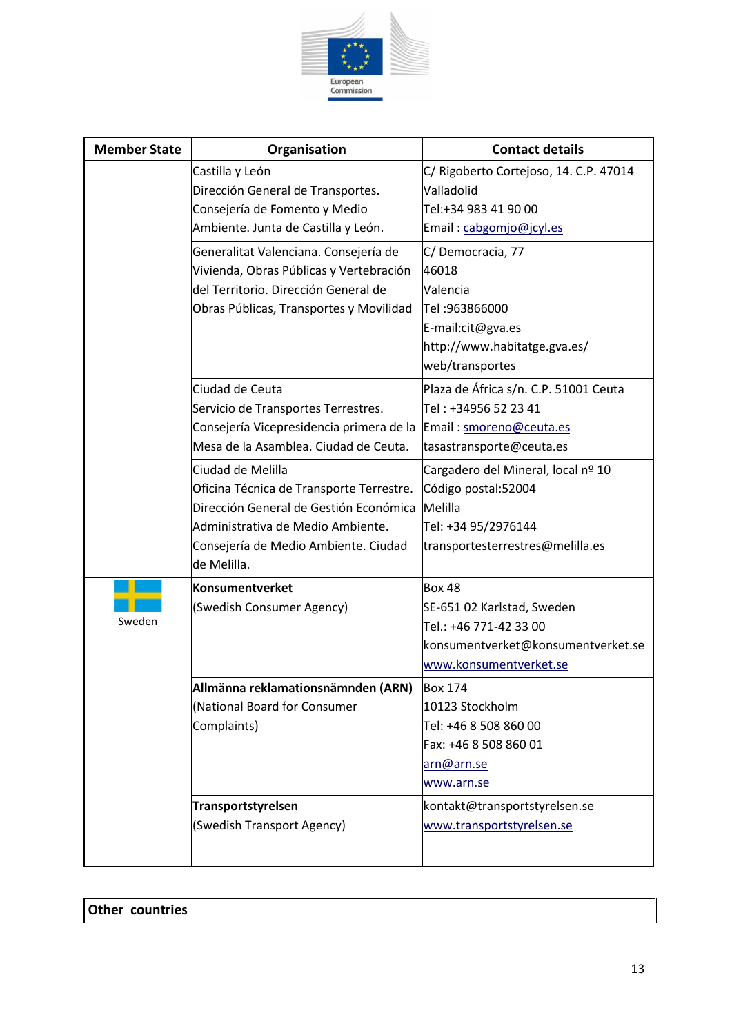| Member State | Organisation | Contact details |
|---|---|---|
| | Castilla y León<br>Dirección General de Transportes.<br>Consejería de Fomento y Medio Ambiente. Junta de Castilla y León. | C/ Rigoberto Cortejoso, 14. C.P. 47014 Valladolid<br>Tel:+34 983 41 90 00<br>Email : cabgomjo@jcyl.es |
| | Generalitat Valenciana. Consejería de Vivienda, Obras Públicas y Vertebración del Territorio. Dirección General de Obras Públicas, Transportes y Movilidad | C/ Democracia, 77<br>46018<br>Valencia<br>Tel :963866000<br>E-mail:cit@gva.es<br>http://www.habitatge.gva.es/web/transportes |
| | Ciudad de Ceuta<br>Servicio de Transportes Terrestres.<br>Consejería Vicepresidencia primera de la Mesa de la Asamblea. Ciudad de Ceuta. | Plaza de África s/n. C.P. 51001 Ceuta<br>Tel : +34956 52 23 41<br>Email : smoreno@ceuta.es<br>tasastransporte@ceuta.es |
| | Ciudad de Melilla<br>Oficina Técnica de Transporte Terrestre.<br>Dirección General de Gestión Económica Administrativa de Medio Ambiente.<br>Consejería de Medio Ambiente. Ciudad de Melilla. | Cargadero del Mineral, local nº 10<br>Código postal:52004<br>Melilla<br>Tel: +34 95/2976144<br>transportesterrestres@melilla.es |
| Sweden | **Konsumentverket**<br>(Swedish Consumer Agency) | Box 48<br>SE-651 02 Karlstad, Sweden<br>Tel.: +46 771-42 33 00<br>konsumentverket@konsumentverket.se<br>www.konsumentverket.se |
| | **Allmänna reklamationsnämnden (ARN)**<br>(National Board for Consumer Complaints) | Box 174<br>10123 Stockholm<br>Tel: +46 8 508 860 00<br>Fax: +46 8 508 860 01<br>arn@arn.se<br>www.arn.se |
| | **Transportstyrelsen**<br>(Swedish Transport Agency) | kontakt@transportstyrelsen.se<br>www.transportstyrelsen.se |

| **Other countries** |
|---|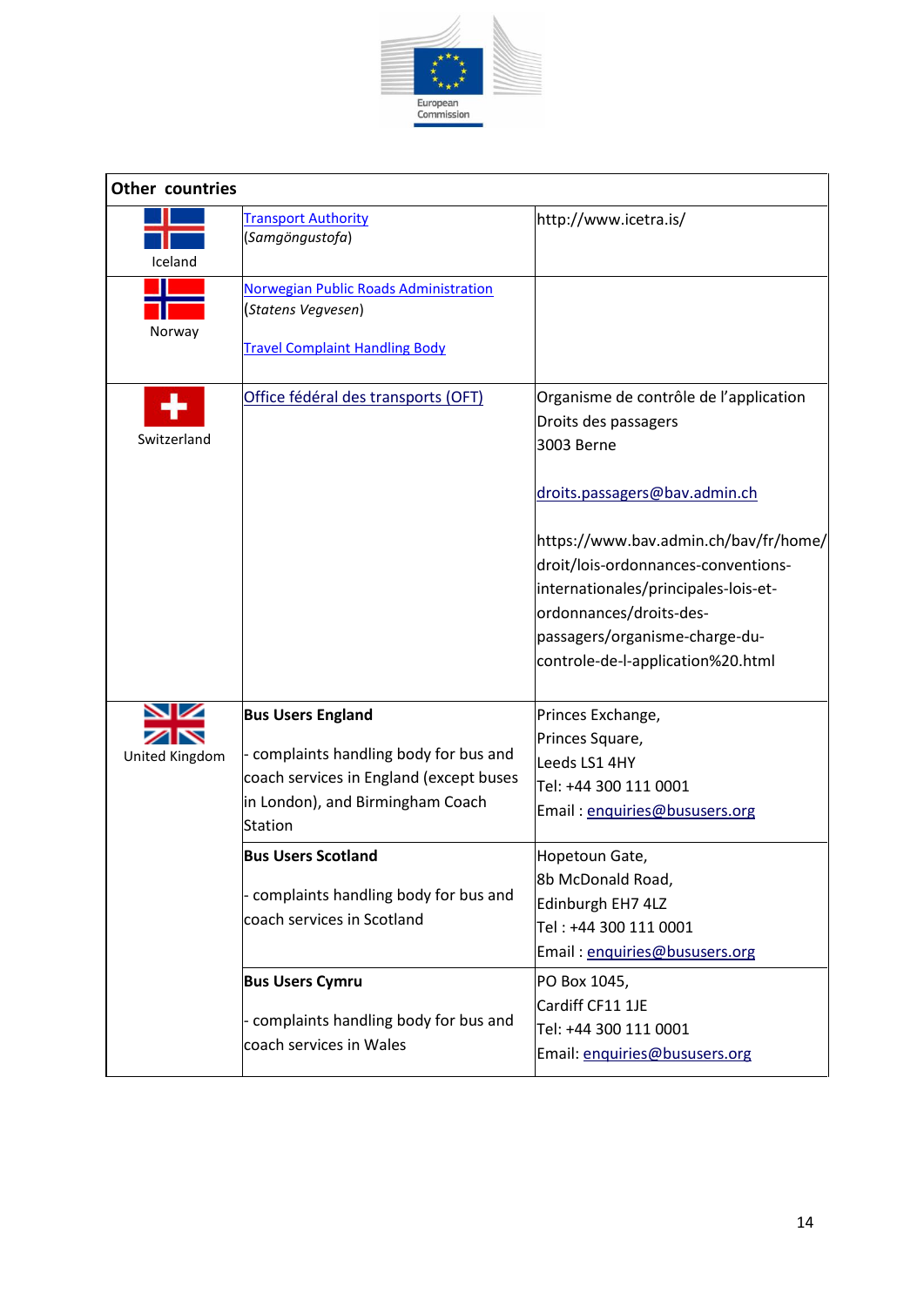| Other countries | | |
|---|---|---|
| Iceland | Transport Authority (*Samgöngustofa*) | http://www.icetra.is/ |
| Norway | Norwegian Public Roads Administration (*Statens Vegvesen*)<br><br>Travel Complaint Handling Body | |
| Switzerland | Office fédéral des transports (OFT) | Organisme de contrôle de l'application Droits des passagers<br>3003 Berne<br><br>droits.passagers@bav.admin.ch<br><br>https://www.bav.admin.ch/bav/fr/home/droit/lois-ordonnances-conventions-internationales/principales-lois-et-ordonnances/droits-des-passagers/organisme-charge-du-controle-de-l-application%20.html |
| United Kingdom | **Bus Users England**<br><br>- complaints handling body for bus and coach services in England (except buses in London), and Birmingham Coach Station | Princes Exchange,<br>Princes Square,<br>Leeds LS1 4HY<br>Tel: +44 300 111 0001<br>Email : enquiries@bususers.org |
| | **Bus Users Scotland**<br><br>- complaints handling body for bus and coach services in Scotland | Hopetoun Gate,<br>8b McDonald Road,<br>Edinburgh EH7 4LZ<br>Tel : +44 300 111 0001<br>Email : enquiries@bususers.org |
| | **Bus Users Cymru**<br><br>- complaints handling body for bus and coach services in Wales | PO Box 1045,<br>Cardiff CF11 1JE<br>Tel: +44 300 111 0001<br>Email: enquiries@bususers.org |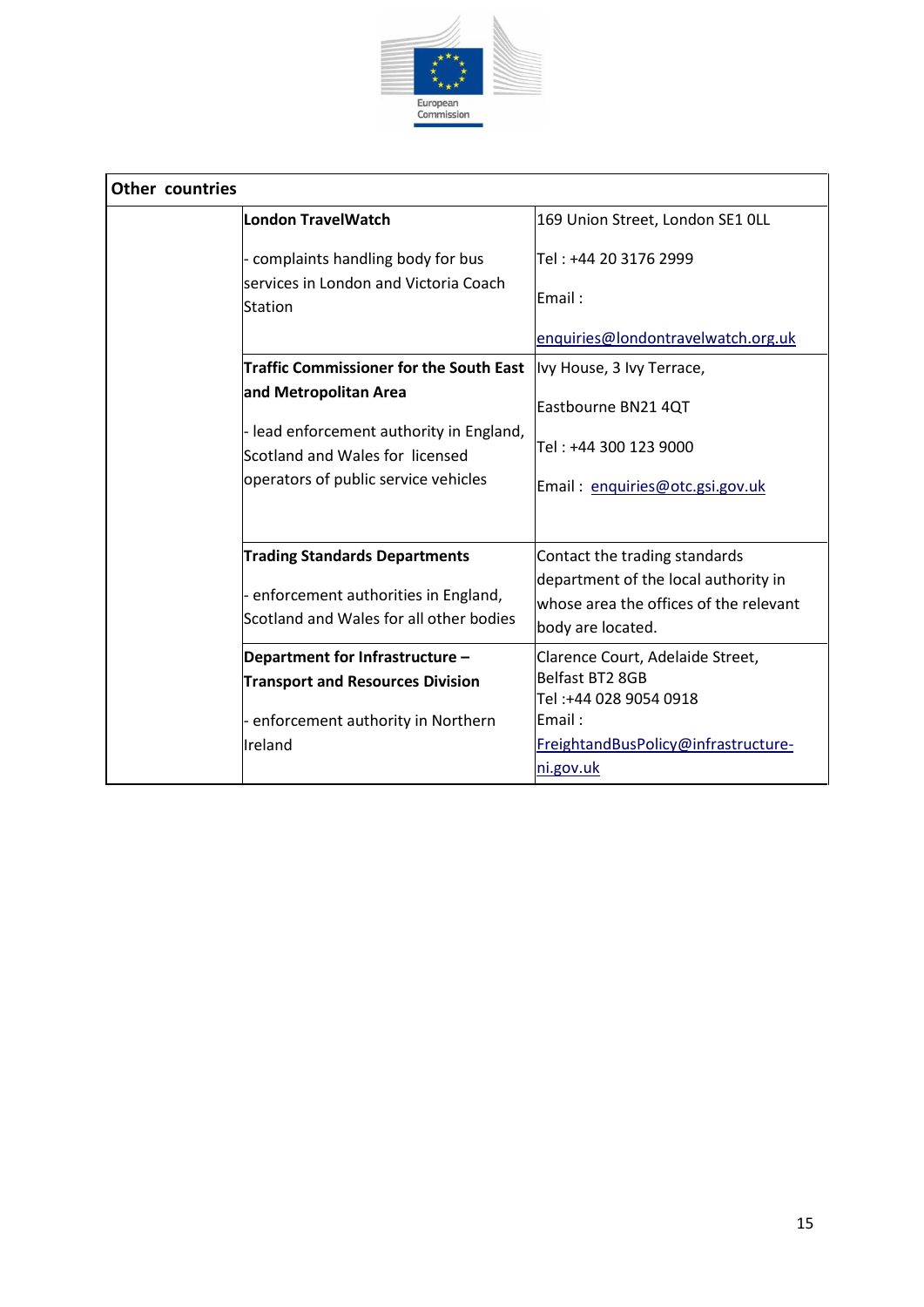| Other countries | | |
|---|---|---|
| | **London TravelWatch**<br><br>- complaints handling body for bus services in London and Victoria Coach Station | 169 Union Street, London SE1 0LL<br><br>Tel : +44 20 3176 2999<br><br>Email :<br><br>enquiries@londontravelwatch.org.uk |
| | **Traffic Commissioner for the South East and Metropolitan Area**<br><br>- lead enforcement authority in England, Scotland and Wales for licensed operators of public service vehicles | Ivy House, 3 Ivy Terrace,<br><br>Eastbourne BN21 4QT<br><br>Tel : +44 300 123 9000<br><br>Email : enquiries@otc.gsi.gov.uk |
| | **Trading Standards Departments**<br><br>- enforcement authorities in England, Scotland and Wales for all other bodies | Contact the trading standards department of the local authority in whose area the offices of the relevant body are located. |
| | **Department for Infrastructure – Transport and Resources Division**<br><br>- enforcement authority in Northern Ireland | Clarence Court, Adelaide Street,<br>Belfast BT2 8GB<br>Tel :+44 028 9054 0918<br>Email :<br>FreightandBusPolicy@infrastructure-ni.gov.uk |